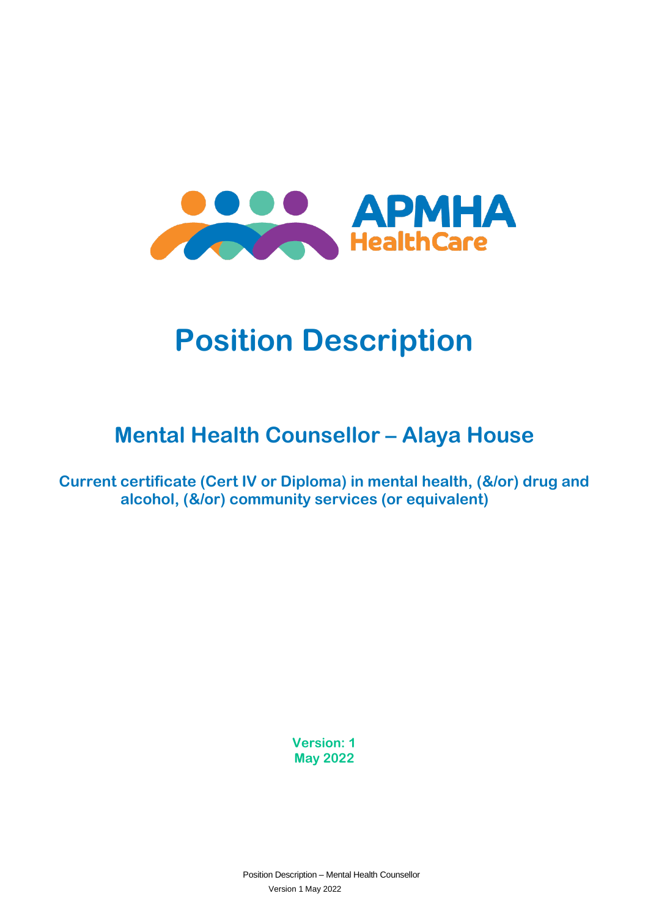APMHA HealthCare

# Position Description

## Mental Health Counsellor – Alaya House

**Current certificate (Cert IV or Diploma) in mental health, (&/or) drug and alcohol, (&/or) community services (or equivalent)**

**Version: 1**
**May 2022**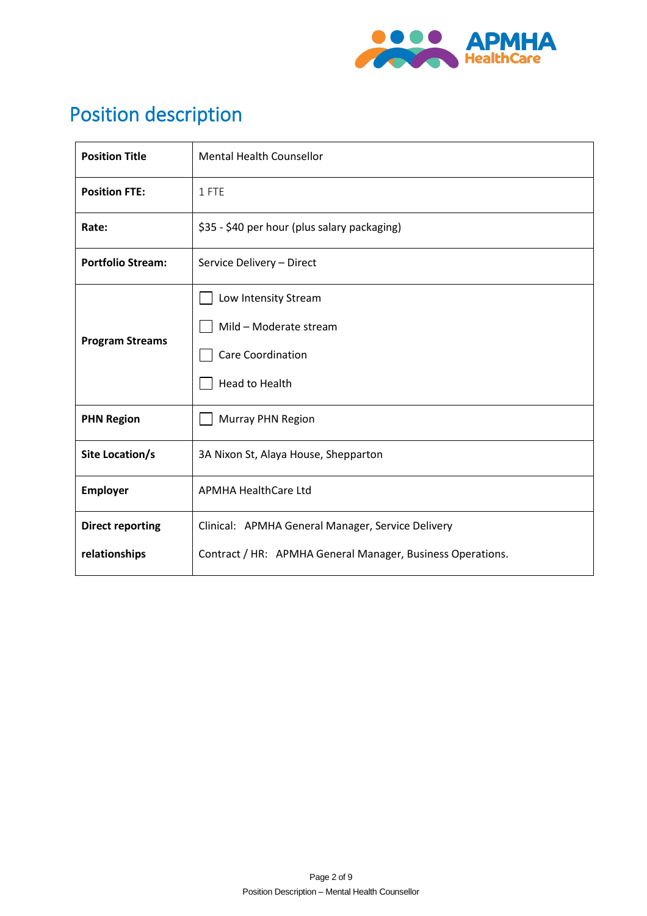# Position description

| | |
|---|---|
| **Position Title** | Mental Health Counsellor |
| **Position FTE:** | 1 FTE |
| **Rate:** | $35 - $40 per hour (plus salary packaging) |
| **Portfolio Stream:** | Service Delivery – Direct |
| **Program Streams** | ☐ Low Intensity Stream<br>☐ Mild – Moderate stream<br>☐ Care Coordination<br>☐ Head to Health |
| **PHN Region** | ☐ Murray PHN Region |
| **Site Location/s** | 3A Nixon St, Alaya House, Shepparton |
| **Employer** | APMHA HealthCare Ltd |
| **Direct reporting relationships** | Clinical: APMHA General Manager, Service Delivery<br>Contract / HR: APMHA General Manager, Business Operations. |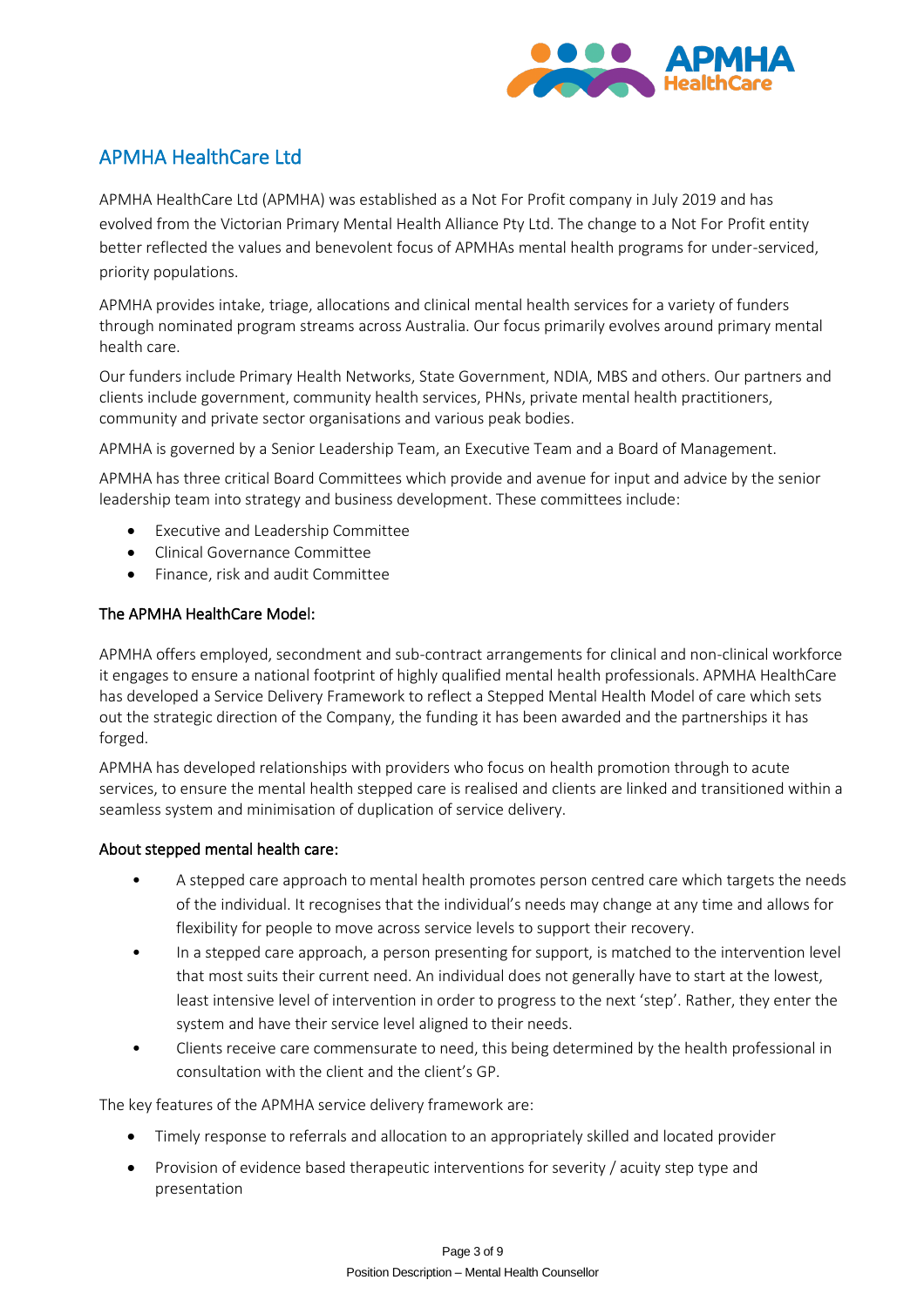## APMHA HealthCare Ltd

APMHA HealthCare Ltd (APMHA) was established as a Not For Profit company in July 2019 and has evolved from the Victorian Primary Mental Health Alliance Pty Ltd. The change to a Not For Profit entity better reflected the values and benevolent focus of APMHAs mental health programs for under-serviced, priority populations.

APMHA provides intake, triage, allocations and clinical mental health services for a variety of funders through nominated program streams across Australia. Our focus primarily evolves around primary mental health care.

Our funders include Primary Health Networks, State Government, NDIA, MBS and others. Our partners and clients include government, community health services, PHNs, private mental health practitioners, community and private sector organisations and various peak bodies.

APMHA is governed by a Senior Leadership Team, an Executive Team and a Board of Management.

APMHA has three critical Board Committees which provide and avenue for input and advice by the senior leadership team into strategy and business development. These committees include:

- Executive and Leadership Committee
- Clinical Governance Committee
- Finance, risk and audit Committee

### The APMHA HealthCare Model:

APMHA offers employed, secondment and sub-contract arrangements for clinical and non-clinical workforce it engages to ensure a national footprint of highly qualified mental health professionals. APMHA HealthCare has developed a Service Delivery Framework to reflect a Stepped Mental Health Model of care which sets out the strategic direction of the Company, the funding it has been awarded and the partnerships it has forged.

APMHA has developed relationships with providers who focus on health promotion through to acute services, to ensure the mental health stepped care is realised and clients are linked and transitioned within a seamless system and minimisation of duplication of service delivery.

### About stepped mental health care:

- A stepped care approach to mental health promotes person centred care which targets the needs of the individual. It recognises that the individual's needs may change at any time and allows for flexibility for people to move across service levels to support their recovery.
- In a stepped care approach, a person presenting for support, is matched to the intervention level that most suits their current need. An individual does not generally have to start at the lowest, least intensive level of intervention in order to progress to the next 'step'. Rather, they enter the system and have their service level aligned to their needs.
- Clients receive care commensurate to need, this being determined by the health professional in consultation with the client and the client's GP.

The key features of the APMHA service delivery framework are:

- Timely response to referrals and allocation to an appropriately skilled and located provider
- Provision of evidence based therapeutic interventions for severity / acuity step type and presentation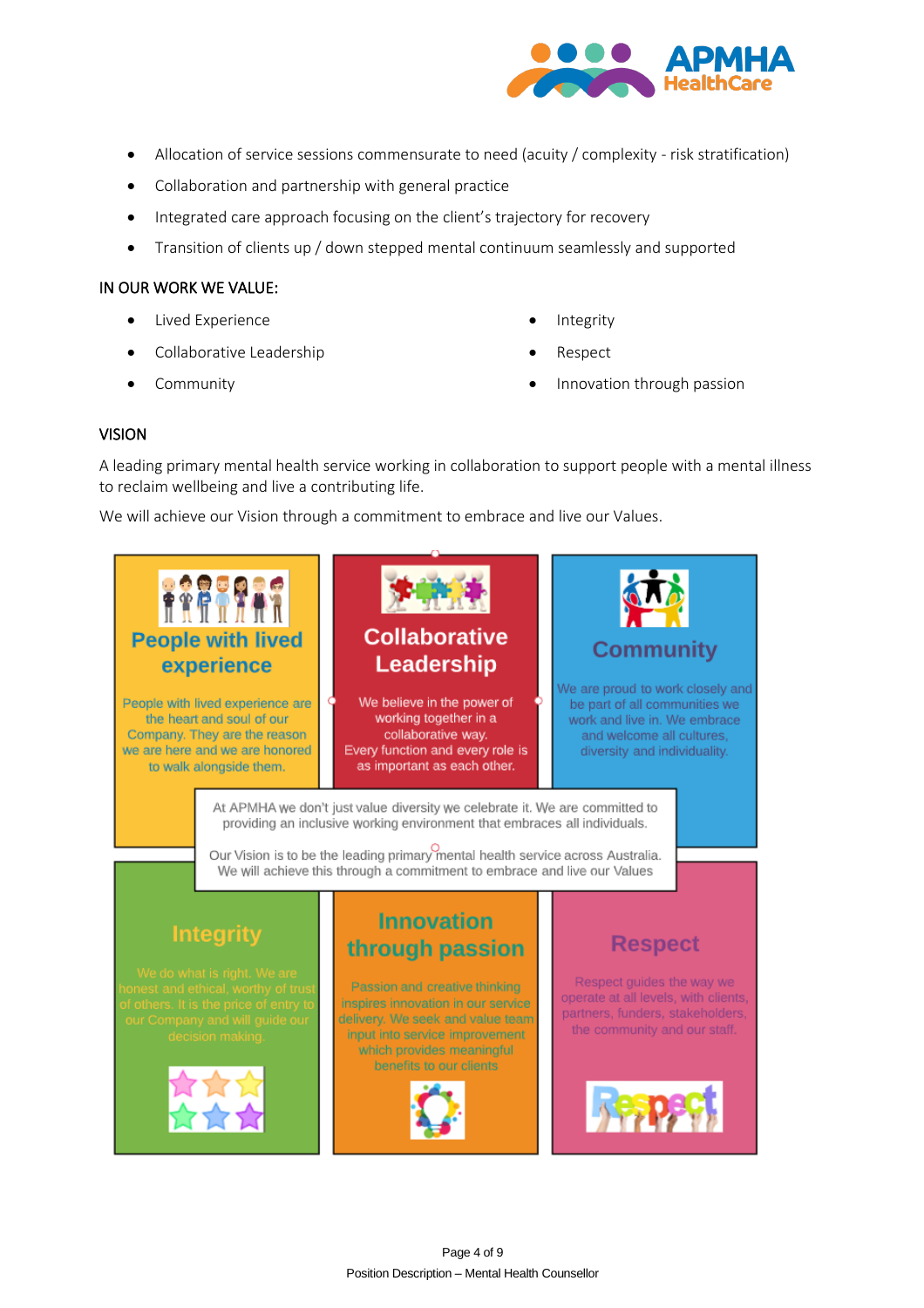- Allocation of service sessions commensurate to need (acuity / complexity - risk stratification)
- Collaboration and partnership with general practice
- Integrated care approach focusing on the client's trajectory for recovery
- Transition of clients up / down stepped mental continuum seamlessly and supported

## IN OUR WORK WE VALUE:

- Lived Experience
- Collaborative Leadership
- Community
- Integrity
- Respect
- Innovation through passion

## VISION

A leading primary mental health service working in collaboration to support people with a mental illness to reclaim wellbeing and live a contributing life.

We will achieve our Vision through a commitment to embrace and live our Values.

### People with lived experience

People with lived experience are the heart and soul of our Company. They are the reason we are here and we are honored to walk alongside them.

### Collaborative Leadership

We believe in the power of working together in a collaborative way. Every function and every role is as important as each other.

### Community

We are proud to work closely and be part of all communities we work and live in. We embrace and welcome all cultures, diversity and individuality.

At APMHA we don't just value diversity we celebrate it. We are committed to providing an inclusive working environment that embraces all individuals.

Our Vision is to be the leading primary mental health service across Australia. We will achieve this through a commitment to embrace and live our Values

### Integrity

We do what is right. We are honest and ethical, worthy of trust of others. It is the price of entry to our Company and will guide our decision making.

### Innovation through passion

Passion and creative thinking inspires innovation in our service delivery. We seek and value team input into service improvement which provides meaningful benefits to our clients

### Respect

Respect guides the way we operate at all levels, with clients, partners, funders, stakeholders, the community and our staff.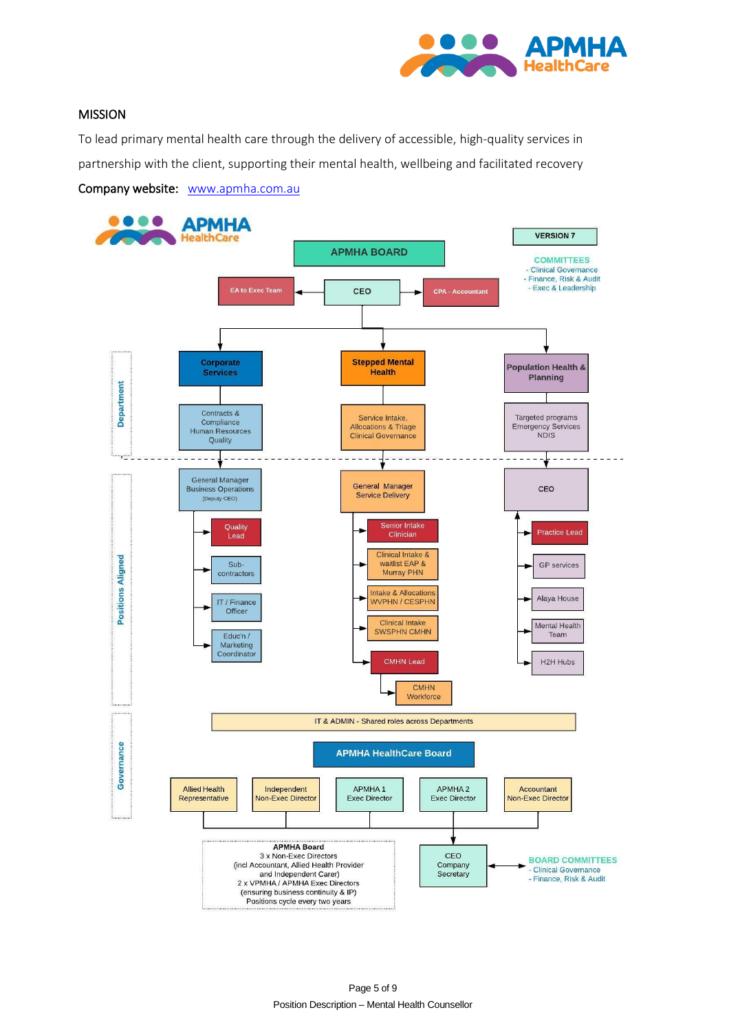## MISSION

To lead primary mental health care through the delivery of accessible, high-quality services in partnership with the client, supporting their mental health, wellbeing and facilitated recovery

**Company website:** [www.apmha.com.au](http://www.apmha.com.au)

VERSION 7

APMHA BOARD

COMMITTEES
- Clinical Governance
- Finance, Risk & Audit
- Exec & Leadership

EA to Exec Team

CEO

CPA - Accountant

Department

Corporate Services

Contracts & Compliance
Human Resources
Quality

Stepped Mental Health

Service Intake, Allocations & Triage
Clinical Governance

Population Health & Planning

Targeted programs
Emergency Services
NDIS

Positions Aligned

General Manager Business Operations (Deputy CEO)

Quality Lead

Sub-contractors

IT / Finance Officer

Educ'n / Marketing Coordinator

General Manager Service Delivery

Senior Intake Clinician

Clinical Intake & waitlist EAP & Murray PHN

Intake & Allocations WVPHN / CESPHN

Clinical Intake SWSPHN CMHN

CMHN Lead

CMHN Workforce

CEO

Practice Lead

GP services

Alaya House

Mental Health Team

H2H Hubs

IT & ADMIN - Shared roles across Departments

Governance

APMHA HealthCare Board

Allied Health Representative

Independent Non-Exec Director

APMHA 1 Exec Director

APMHA 2 Exec Director

Accountant Non-Exec Director

**APMHA Board**
3 x Non-Exec Directors
(incl Accountant, Allied Health Provider and Independent Carer)
2 x VPMHA / APMHA Exec Directors
(ensuring business continuity & IP)
Positions cycle every two years

CEO
Company Secretary

BOARD COMMITTEES
- Clinical Governance
- Finance, Risk & Audit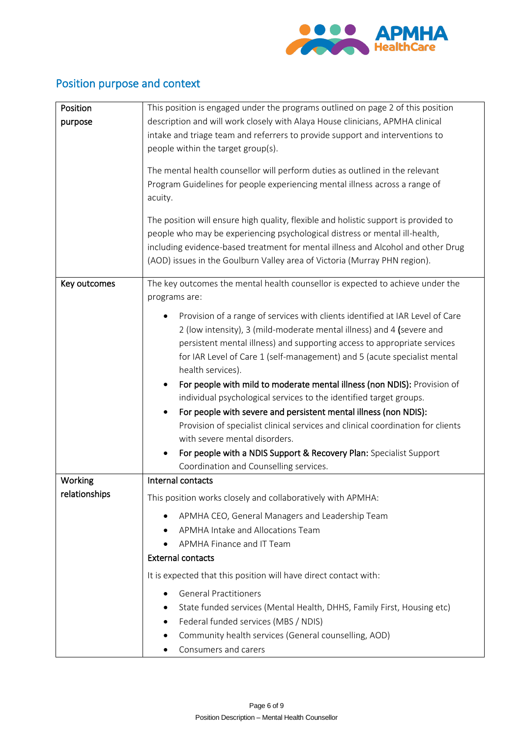## Position purpose and context

| | |
|---|---|
| Position purpose | This position is engaged under the programs outlined on page 2 of this position description and will work closely with Alaya House clinicians, APMHA clinical intake and triage team and referrers to provide support and interventions to people within the target group(s).<br><br>The mental health counsellor will perform duties as outlined in the relevant Program Guidelines for people experiencing mental illness across a range of acuity.<br><br>The position will ensure high quality, flexible and holistic support is provided to people who may be experiencing psychological distress or mental ill-health, including evidence-based treatment for mental illness and Alcohol and other Drug (AOD) issues in the Goulburn Valley area of Victoria (Murray PHN region). |
| Key outcomes | The key outcomes the mental health counsellor is expected to achieve under the programs are:<br><br>• Provision of a range of services with clients identified at IAR Level of Care 2 (low intensity), 3 (mild-moderate mental illness) and 4 (severe and persistent mental illness) and supporting access to appropriate services for IAR Level of Care 1 (self-management) and 5 (acute specialist mental health services).<br>• **For people with mild to moderate mental illness (non NDIS):** Provision of individual psychological services to the identified target groups.<br>• **For people with severe and persistent mental illness (non NDIS):** Provision of specialist clinical services and clinical coordination for clients with severe mental disorders.<br>• **For people with a NDIS Support & Recovery Plan:** Specialist Support Coordination and Counselling services. |
| Working relationships | **Internal contacts**<br><br>This position works closely and collaboratively with APMHA:<br><br>• APMHA CEO, General Managers and Leadership Team<br>• APMHA Intake and Allocations Team<br>• APMHA Finance and IT Team<br><br>**External contacts**<br><br>It is expected that this position will have direct contact with:<br><br>• General Practitioners<br>• State funded services (Mental Health, DHHS, Family First, Housing etc)<br>• Federal funded services (MBS / NDIS)<br>• Community health services (General counselling, AOD)<br>• Consumers and carers |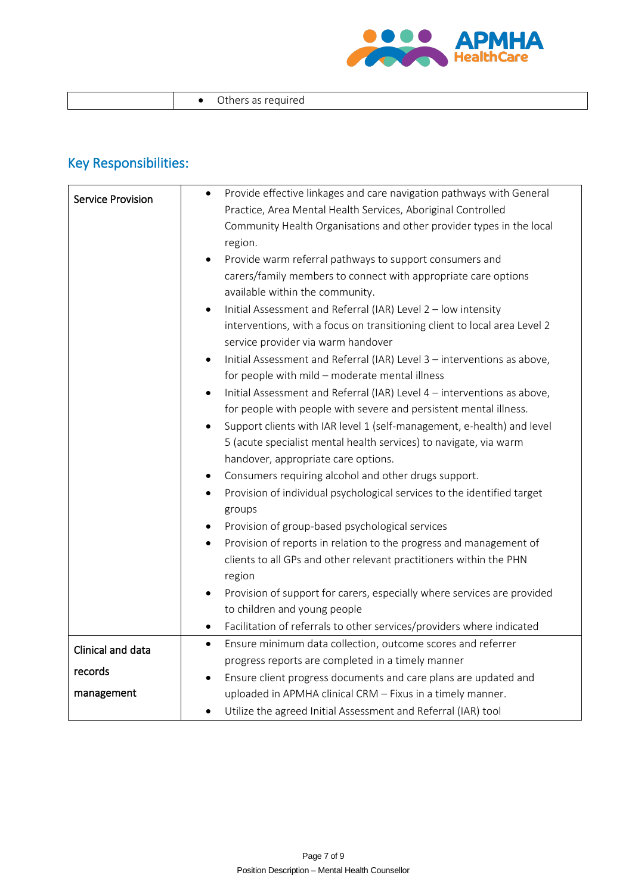| | |
|---|---|
| | • Others as required |

## Key Responsibilities:

| | |
|---|---|
| Service Provision | • Provide effective linkages and care navigation pathways with General Practice, Area Mental Health Services, Aboriginal Controlled Community Health Organisations and other provider types in the local region.<br>• Provide warm referral pathways to support consumers and carers/family members to connect with appropriate care options available within the community.<br>• Initial Assessment and Referral (IAR) Level 2 – low intensity interventions, with a focus on transitioning client to local area Level 2 service provider via warm handover<br>• Initial Assessment and Referral (IAR) Level 3 – interventions as above, for people with mild – moderate mental illness<br>• Initial Assessment and Referral (IAR) Level 4 – interventions as above, for people with people with severe and persistent mental illness.<br>• Support clients with IAR level 1 (self-management, e-health) and level 5 (acute specialist mental health services) to navigate, via warm handover, appropriate care options.<br>• Consumers requiring alcohol and other drugs support.<br>• Provision of individual psychological services to the identified target groups<br>• Provision of group-based psychological services<br>• Provision of reports in relation to the progress and management of clients to all GPs and other relevant practitioners within the PHN region<br>• Provision of support for carers, especially where services are provided to children and young people<br>• Facilitation of referrals to other services/providers where indicated |
| Clinical and data records management | • Ensure minimum data collection, outcome scores and referrer progress reports are completed in a timely manner<br>• Ensure client progress documents and care plans are updated and uploaded in APMHA clinical CRM – Fixus in a timely manner.<br>• Utilize the agreed Initial Assessment and Referral (IAR) tool |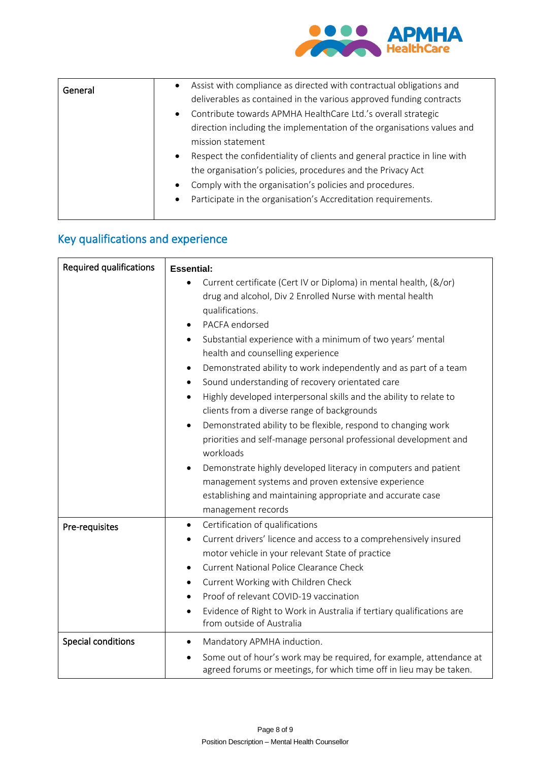| | |
|---|---|
| General | • Assist with compliance as directed with contractual obligations and deliverables as contained in the various approved funding contracts<br>• Contribute towards APMHA HealthCare Ltd.'s overall strategic direction including the implementation of the organisations values and mission statement<br>• Respect the confidentiality of clients and general practice in line with the organisation's policies, procedures and the Privacy Act<br>• Comply with the organisation's policies and procedures.<br>• Participate in the organisation's Accreditation requirements. |

## Key qualifications and experience

| | |
|---|---|
| Required qualifications | **Essential:**<br>• Current certificate (Cert IV or Diploma) in mental health, (&/or) drug and alcohol, Div 2 Enrolled Nurse with mental health qualifications.<br>• PACFA endorsed<br>• Substantial experience with a minimum of two years' mental health and counselling experience<br>• Demonstrated ability to work independently and as part of a team<br>• Sound understanding of recovery orientated care<br>• Highly developed interpersonal skills and the ability to relate to clients from a diverse range of backgrounds<br>• Demonstrated ability to be flexible, respond to changing work priorities and self-manage personal professional development and workloads<br>• Demonstrate highly developed literacy in computers and patient management systems and proven extensive experience establishing and maintaining appropriate and accurate case management records |
| Pre-requisites | • Certification of qualifications<br>• Current drivers' licence and access to a comprehensively insured motor vehicle in your relevant State of practice<br>• Current National Police Clearance Check<br>• Current Working with Children Check<br>• Proof of relevant COVID-19 vaccination<br>• Evidence of Right to Work in Australia if tertiary qualifications are from outside of Australia |
| Special conditions | • Mandatory APMHA induction.<br>• Some out of hour's work may be required, for example, attendance at agreed forums or meetings, for which time off in lieu may be taken. |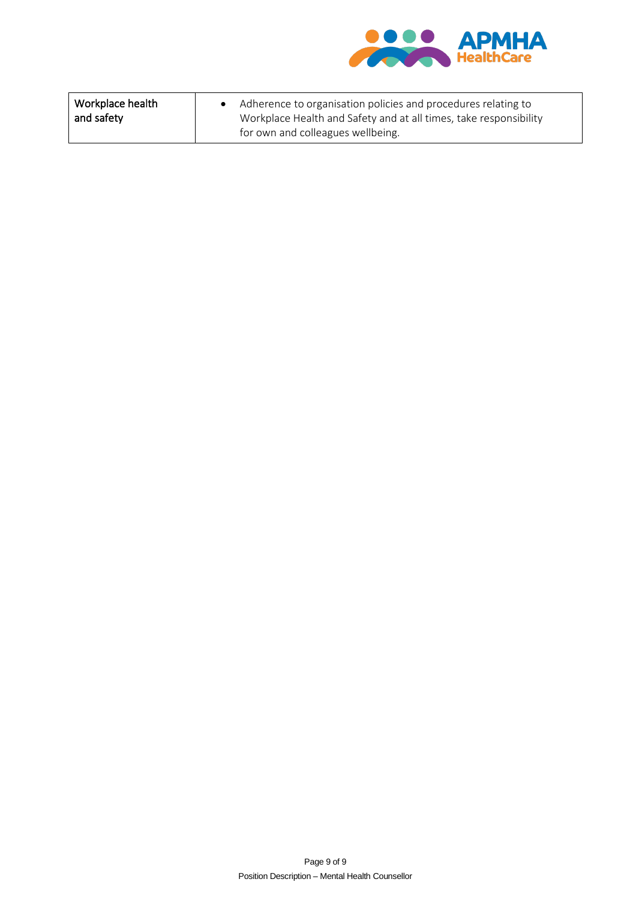| | |
|---|---|
| Workplace health and safety | • Adherence to organisation policies and procedures relating to Workplace Health and Safety and at all times, take responsibility for own and colleagues wellbeing. |